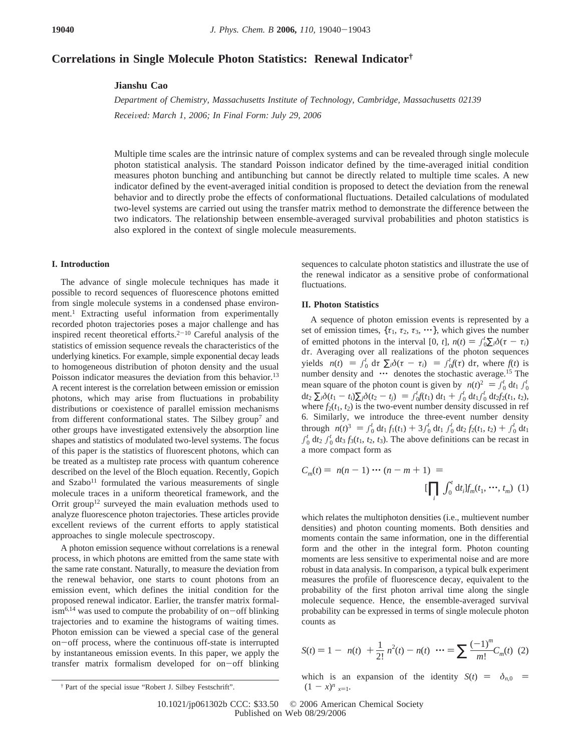# Correlations in Single Molecule Photon Statistics: Renewal Indicator†

**Jianshu Cao**

*Department of Chemistry, Massachusetts Institute of Technology, Cambridge, Massachusetts 02139*

*Received: March 1, 2006; In Final Form: July 29, 2006*

Multiple time scales are the intrinsic nature of complex systems and can be revealed through single molecule photon statistical analysis. The standard Poisson indicator defined by the time-averaged initial condition measures photon bunching and antibunching but cannot be directly related to multiple time scales. A new indicator defined by the event-averaged initial condition is proposed to detect the deviation from the renewal behavior and to directly probe the effects of conformational fluctuations. Detailed calculations of modulated two-level systems are carried out using the transfer matrix method to demonstrate the difference between the two indicators. The relationship between ensemble-averaged survival probabilities and photon statistics is also explored in the context of single molecule measurements.

## I. Introduction

The advance of single molecule techniques has made it possible to record sequences of fluorescence photons emitted from single molecule systems in a condensed phase environment.[1] Extracting useful information from experimentally recorded photon trajectories poses a major challenge and has inspired recent theoretical efforts.[2-10] Careful analysis of the statistics of emission sequence reveals the characteristics of the underlying kinetics. For example, simple exponential decay leads to homogeneous distribution of photon density and the usual Poisson indicator measures the deviation from this behavior.[13] A recent interest is the correlation between emission or emission photons, which may arise from fluctuations in probability distributions or coexistence of parallel emission mechanisms from different conformational states. The Silbey group[7] and other groups have investigated extensively the absorption line shapes and statistics of modulated two-level systems. The focus of this paper is the statistics of fluorescent photons, which can be treated as a multistep rate process with quantum coherence described on the level of the Bloch equation. Recently, Gopich and Szabo[11] formulated the various measurements of single molecule traces in a uniform theoretical framework, and the Orrit group[12] surveyed the main evaluation methods used to analyze fluorescence photon trajectories. These articles provide excellent reviews of the current efforts to apply statistical approaches to single molecule spectroscopy.

A photon emission sequence without correlations is a renewal process, in which photons are emitted from the same state with the same rate constant. Naturally, to measure the deviation from the renewal behavior, one starts to count photons from an emission event, which defines the initial condition for the proposed renewal indicator. Earlier, the transfer matrix formalism[6,14] was used to compute the probability of on−off blinking trajectories and to examine the histograms of waiting times. Photon emission can be viewed a special case of the general on−off process, where the continuous off-state is interrupted by instantaneous emission events. In this paper, we apply the transfer matrix formalism developed for on−off blinking sequences to calculate photon statistics and illustrate the use of the renewal indicator as a sensitive probe of conformational fluctuations.

## II. Photon Statistics

A sequence of photon emission events is represented by a set of emission times, $\{\tau_1, \tau_2, \tau_3, \cdots\}$, which gives the number of emitted photons in the interval $[0, t]$, $n(t) = \int_0^t \sum_i \delta(\tau - \tau_i)\, d\tau$. Averaging over all realizations of the photon sequences yields $\langle n(t)\rangle = \int_0^t d\tau \langle \sum_i \delta(\tau - \tau_i)\rangle = \int_0^t f(\tau)\, d\tau$, where $f(t)$ is number density and $\langle \cdots \rangle$ denotes the stochastic average.[15] The mean square of the photon count is given by $\langle n(t)^2\rangle = \int_0^t dt_1 \int_0^t dt_2 \langle \sum_i \delta(t_1 - t_i) \sum_j \delta(t_2 - t_j)\rangle = \int_0^t f(t_1)\, dt_1 + \int_0^t dt_1 \int_0^t dt_2 f_2(t_1, t_2)$, where $f_2(t_1, t_2)$ is the two-event number density discussed in ref 6. Similarly, we introduce the three-event number density through $\langle n(t)^3\rangle = \int_0^t dt_1\, f_1(t_1) + 3\int_0^t dt_1 \int_0^t dt_2\, f_2(t_1, t_2) + \int_0^t dt_1 \int_0^t dt_2 \int_0^t dt_3\, f_3(t_1, t_2, t_3)$. The above definitions can be recast in a more compact form as

$$C_m(t) = \langle n(n-1)\cdots(n-m+1)\rangle = \left[\prod_i \int_0^t dt_i\right] f_m(t_1, \cdots, t_m) \quad (1)$$

which relates the multiphoton densities (i.e., multievent number densities) and photon counting moments. Both densities and moments contain the same information, one in the differential form and the other in the integral form. Photon counting moments are less sensitive to experimental noise and are more robust in data analysis. In comparison, a typical bulk experiment measures the profile of fluorescence decay, equivalent to the probability of the first photon arrival time along the single molecule sequence. Hence, the ensemble-averaged survival probability can be expressed in terms of single molecule photon counts as

$$S(t) = 1 - \langle n(t)\rangle + \frac{1}{2!}\langle n^2(t) - n(t)\rangle \cdots = \sum \frac{(-1)^m}{m!} C_m(t) \quad (2)$$

which is an expansion of the identity $S(t) = \langle \delta_{n,0}\rangle = \langle (1 - x)^n\rangle_{x=1}$.

† Part of the special issue "Robert J. Silbey Festschrift".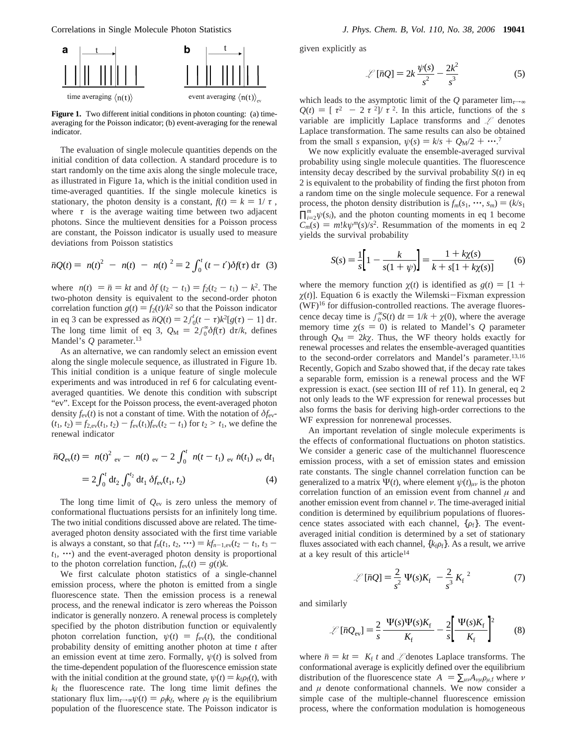**Figure 1.** Two different initial conditions in photon counting: (a) time-averaging for the Poisson indicator; (b) event-averaging for the renewal indicator.

The evaluation of single molecule quantities depends on the initial condition of data collection. A standard procedure is to start randomly on the time axis along the single molecule trace, as illustrated in Figure 1a, which is the initial condition used in time-averaged quantities. If the single molecule kinetics is stationary, the photon density is a constant, $f(t) = k = 1/\langle\tau\rangle$, where $\langle\tau\rangle$ is the average waiting time between two adjacent photons. Since the multievent densities for a Poisson process are constant, the Poisson indicator is usually used to measure deviations from Poisson statistics

$$\bar{n}Q(t) = \langle n(t)^2\rangle - \langle n(t)\rangle - \langle n(t)\rangle^2 = 2\int_0^t (t - t')\delta f(\tau)\, d\tau \quad (3)$$

where $\langle n(t)\rangle = \bar{n} = kt$ and $\delta f(t_2 - t_1) = f_2(t_2 - t_1) - k^2$. The two-photon density is equivalent to the second-order photon correlation function $g(t) = f_2(t)/k^2$ so that the Poisson indicator in eq 3 can be expressed as $\bar{n}Q(t) = 2\int_0^t(t - \tau)k^2[g(\tau) - 1]\, d\tau$. The long time limit of eq 3, $Q_M = 2\int_0^\infty \delta f(\tau)\, d\tau/k$, defines Mandel's $Q$ parameter.[13]

As an alternative, we can randomly select an emission event along the single molecule sequence, as illustrated in Figure 1b. This initial condition is a unique feature of single molecule experiments and was introduced in ref 6 for calculating event-averaged quantities. We denote this condition with subscript "ev". Except for the Poisson process, the event-averaged photon density $f_{ev}(t)$ is not a constant of time. With the notation of $\delta f_{ev}(t_1, t_2) = f_{2,ev}(t_1, t_2) - f_{ev}(t_1)f_{ev}(t_2 - t_1)$ for $t_2 > t_1$, we define the renewal indicator

$$\bar{n}Q_{ev}(t) = \langle n(t)^2\rangle_{ev} - \langle n(t)\rangle_{ev} - 2\int_0^t \langle n(t - t_1)\rangle_{ev}\langle \dot{n}(t_1)\rangle_{ev}\, dt_1$$
$$= 2\int_0^t dt_2 \int_0^{t_2} dt_1\, \delta f_{ev}(t_1, t_2) \quad (4)$$

The long time limit of $Q_{ev}$ is zero unless the memory of conformational fluctuations persists for an infinitely long time. The two initial conditions discussed above are related. The time-averaged photon density associated with the first time variable is always a constant, so that $f_n(t_1, t_2, \cdots) = kf_{n-1,ev}(t_2 - t_1, t_3 - t_1, \cdots)$ and the event-averaged photon density is proportional to the photon correlation function, $f_{ev}(t) = g(t)k$.

We first calculate photon statistics of a single-channel emission process, where the photon is emitted from a single fluorescence state. Then the emission process is a renewal process, and the renewal indicator is zero whereas the Poisson indicator is generally nonzero. A renewal process is completely specified by the photon distribution function or equivalently photon correlation function, $\psi(t) = f_{ev}(t)$, the conditional probability density of emitting another photon at time $t$ after an emission event at time zero. Formally, $\psi(t)$ is solved from the time-dependent population of the fluorescence emission state with the initial condition at the ground state, $\psi(t) = k_f\rho_f(t)$, with $k_f$ the fluorescence rate. The long time limit defines the stationary flux $\lim_{t\to\infty}\psi(t) = \rho_f k_f$, where $\rho_f$ is the equilibrium population of the fluorescence state. The Poisson indicator is given explicitly as

$$\mathscr{L}[\bar{n}Q] = 2k\frac{\psi(s)}{s^2} - \frac{2k^2}{s^3} \quad (5)$$

which leads to the asymptotic limit of the $Q$ parameter $\lim_{t\to\infty} Q(t) = [\langle\tau^2\rangle - 2\langle\tau\rangle^2]/\langle\tau\rangle^2$. In this article, functions of the $s$ variable are implicitly Laplace transforms and $\mathscr{L}$ denotes Laplace transformation. The same results can also be obtained from the small $s$ expansion, $\psi(s) = k/s + Q_M/2 + \cdots$.[7]

We now explicitly evaluate the ensemble-averaged survival probability using single molecule quantities. The fluorescence intensity decay described by the survival probability $S(t)$ in eq 2 is equivalent to the probability of finding the first photon from a random time on the single molecule sequence. For a renewal process, the photon density distribution is $f_m(s_1, \cdots, s_m) = (k/s_1)\prod_{i=2}^m \psi(s_i)$, and the photon counting moments in eq 1 become $C_m(s) = m!k\psi^m(s)/s^2$. Resummation of the moments in eq 2 yields the survival probability

$$S(s) = \frac{1}{s}\left[1 - \frac{k}{s(1+\psi)}\right] = \frac{1 + k\chi(s)}{k + s[1 + k\chi(s)]} \quad (6)$$

where the memory function $\chi(t)$ is identified as $g(t) = [1 + \chi(t)]$. Equation 6 is exactly the Wilemski–Fixman expression (WF)[16] for diffusion-controlled reactions. The average fluorescence decay time is $\int_0^\infty S(t)\, dt = 1/k + \chi(0)$, where the average memory time $\chi(s = 0)$ is related to Mandel's $Q$ parameter through $Q_M = 2k\chi$. Thus, the WF theory holds exactly for renewal processes and relates the ensemble-averaged quantities to the second-order correlators and Mandel's parameter.[13,16] Recently, Gopich and Szabo showed that, if the decay rate takes a separable form, emission is a renewal process and the WF expression is exact. (see section III of ref 11). In general, eq 2 not only leads to the WF expression for renewal processes but also forms the basis for deriving high-order corrections to the WF expression for nonrenewal processes.

An important revelation of single molecule experiments is the effects of conformational fluctuations on photon statistics. We consider a generic case of the multichannel fluorescence emission process, with a set of emission states and emission rate constants. The single channel correlation function can be generalized to a matrix $\Psi(t)$, where element $\psi(t)_{\mu\nu}$ is the photon correlation function of an emission event from channel $\mu$ and another emission event from channel $\nu$. The time-averaged initial condition is determined by equilibrium populations of fluorescence states associated with each channel, $\{\rho_f\}$. The event-averaged initial condition is determined by a set of stationary fluxes associated with each channel, $\{k_f\rho_f\}$. As a result, we arrive at a key result of this article[14]

$$\mathscr{L}[\bar{n}Q] = \frac{2}{s^2}\langle\Psi(s)K_f\rangle - \frac{2}{s^3}\langle K_f\rangle^2 \quad (7)$$

and similarly

$$\mathscr{L}[\bar{n}Q_{ev}] = \frac{2}{s}\frac{\langle\Psi(s)\Psi(s)K_f\rangle}{\langle K_f\rangle} - \frac{2}{s}\left[\frac{\langle\Psi(s)K_f\rangle}{\langle K_f\rangle}\right]^2 \quad (8)$$

where $\bar{n} = kt = \langle K_f\rangle t$ and $\mathscr{L}$ denotes Laplace transforms. The conformational average is explicitly defined over the equilibrium distribution of the fluorescence state $\langle A\rangle = \sum_{\mu\nu}A_{\nu\mu}\rho_{\mu,f}$ where $\nu$ and $\mu$ denote conformational channels. We now consider a simple case of the multiple-channel fluorescence emission process, where the conformation modulation is homogeneous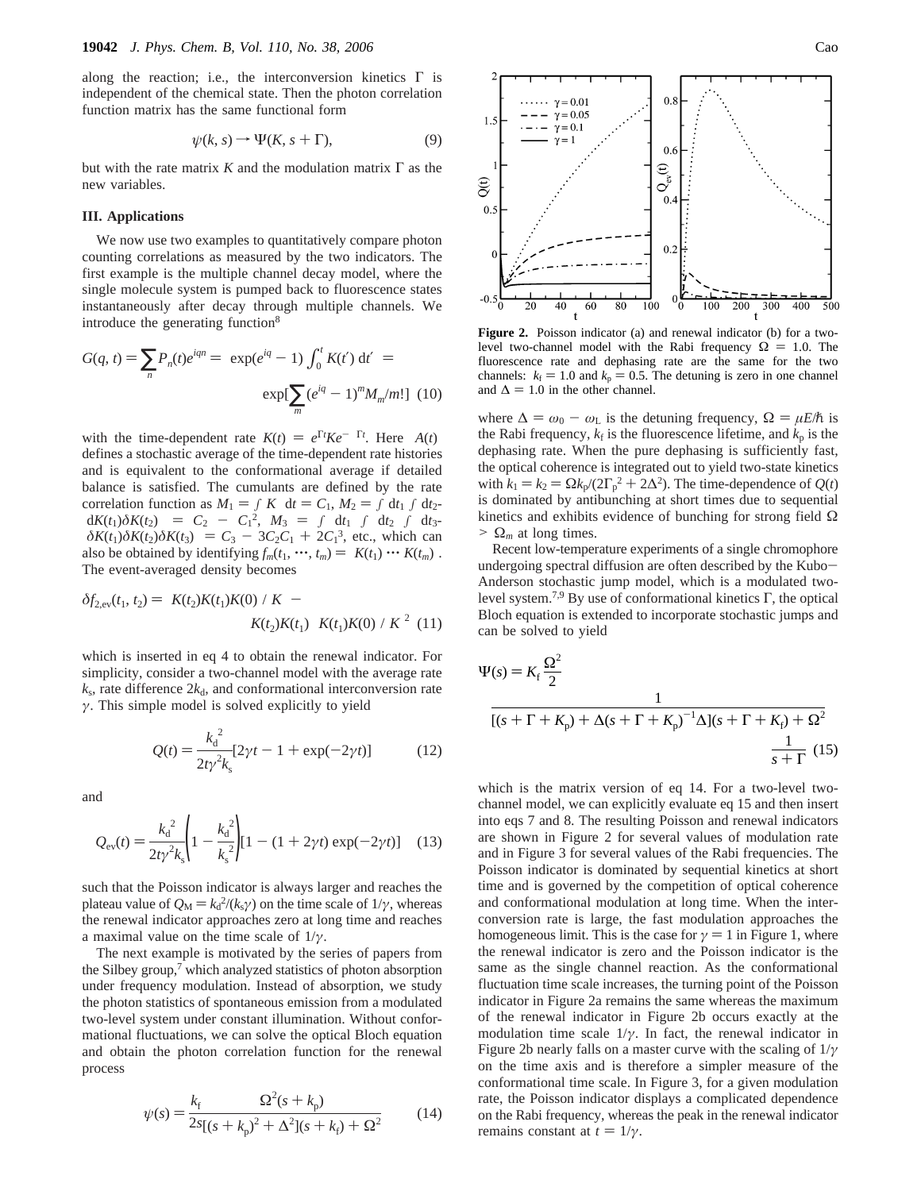along the reaction; i.e., the interconversion kinetics $\Gamma$ is independent of the chemical state. Then the photon correlation function matrix has the same functional form

$$\psi(k, s) \to \Psi(K, s + \Gamma), \tag{9}$$

but with the rate matrix $K$ and the modulation matrix $\Gamma$ as the new variables.

### III. Applications

We now use two examples to quantitatively compare photon counting correlations as measured by the two indicators. The first example is the multiple channel decay model, where the single molecule system is pumped back to fluorescence states instantaneously after decay through multiple channels. We introduce the generating function[8]

$$G(q, t) = \sum_n P_n(t)e^{iqn} = \langle \exp(e^{iq} - 1)\int_0^t K(t')\,dt' \rangle = \exp[\sum_m (e^{iq} - 1)^m M_m/m!] \tag{10}$$

with the time-dependent rate $K(t) = e^{\Gamma t}Ke^{-\Gamma t}$. Here $\langle A(t)\rangle$ defines a stochastic average of the time-dependent rate histories and is equivalent to the conformational average if detailed balance is satisfied. The cumulants are defined by the rate correlation function as $M_1 = \int \langle K\rangle\, dt = C_1$, $M_2 = \int dt_1 \int dt_2 \langle \delta K(t_1)\delta K(t_2)\rangle = C_2 - C_1^2$, $M_3 = \int dt_1 \int dt_2 \int dt_3 \langle \delta K(t_1)\delta K(t_2)\delta K(t_3)\rangle = C_3 - 3C_2C_1 + 2C_1^3$, etc., which can also be obtained by identifying $f_m(t_1, \cdots, t_m) = \langle K(t_1) \cdots K(t_m)\rangle$. The event-averaged density becomes

$$\delta f_{2,ev}(t_1, t_2) = \langle K(t_2)K(t_1)K(0)\rangle / \langle K\rangle - \langle K(t_2)K(t_1)\rangle\langle K(t_1)K(0)\rangle / \langle K\rangle^2 \tag{11}$$

which is inserted in eq 4 to obtain the renewal indicator. For simplicity, consider a two-channel model with the average rate $k_s$, rate difference $2k_d$, and conformational interconversion rate $\gamma$. This simple model is solved explicitly to yield

$$Q(t) = \frac{k_d^{\,2}}{2t\gamma^2 k_s}[2\gamma t - 1 + \exp(-2\gamma t)] \tag{12}$$

and

$$Q_{ev}(t) = \frac{k_d^{\,2}}{2t\gamma^2 k_s}\left(1 - \frac{k_d^{\,2}}{k_s^{\,2}}\right)[1 - (1 + 2\gamma t)\exp(-2\gamma t)] \tag{13}$$

such that the Poisson indicator is always larger and reaches the plateau value of $Q_M = k_d^2/(k_s\gamma)$ on the time scale of $1/\gamma$, whereas the renewal indicator approaches zero at long time and reaches a maximal value on the time scale of $1/\gamma$.

The next example is motivated by the series of papers from the Silbey group,[7] which analyzed statistics of photon absorption under frequency modulation. Instead of absorption, we study the photon statistics of spontaneous emission from a modulated two-level system under constant illumination. Without conformational fluctuations, we can solve the optical Bloch equation and obtain the photon correlation function for the renewal process

$$\psi(s) = \frac{k_f}{2s}\frac{\Omega^2(s + k_p)}{[(s + k_p)^2 + \Delta^2](s + k_f) + \Omega^2} \tag{14}$$

**Figure 2.** Poisson indicator (a) and renewal indicator (b) for a two-level two-channel model with the Rabi frequency $\Omega = 1.0$. The fluorescence rate and dephasing rate are the same for the two channels: $k_f = 1.0$ and $k_p = 0.5$. The detuning is zero in one channel and $\Delta = 1.0$ in the other channel.

where $\Delta = \omega_0 - \omega_L$ is the detuning frequency, $\Omega = \mu E/\hbar$ is the Rabi frequency, $k_f$ is the fluorescence lifetime, and $k_p$ is the dephasing rate. When the pure dephasing is sufficiently fast, the optical coherence is integrated out to yield two-state kinetics with $k_1 = k_2 = \Omega k_p/(2\Gamma_p^{\,2} + 2\Delta^2)$. The time-dependence of $Q(t)$ is dominated by antibunching at short times due to sequential kinetics and exhibits evidence of bunching for strong field $\Omega > \Omega_m$ at long times.

Recent low-temperature experiments of a single chromophore undergoing spectral diffusion are often described by the Kubo–Anderson stochastic jump model, which is a modulated two-level system.[7,9] By use of conformational kinetics $\Gamma$, the optical Bloch equation is extended to incorporate stochastic jumps and can be solved to yield

$$\Psi(s) = K_f\frac{\Omega^2}{2}\frac{1}{[(s + \Gamma + K_p) + \Delta(s + \Gamma + K_p)^{-1}\Delta](s + \Gamma + K_f) + \Omega^2}\frac{1}{s + \Gamma} \tag{15}$$

which is the matrix version of eq 14. For a two-level two-channel model, we can explicitly evaluate eq 15 and then insert into eqs 7 and 8. The resulting Poisson and renewal indicators are shown in Figure 2 for several values of modulation rate and in Figure 3 for several values of the Rabi frequencies. The Poisson indicator is dominated by sequential kinetics at short time and is governed by the competition of optical coherence and conformational modulation at long time. When the interconversion rate is large, the fast modulation approaches the homogeneous limit. This is the case for $\gamma = 1$ in Figure 1, where the renewal indicator is zero and the Poisson indicator is the same as the single channel reaction. As the conformational fluctuation time scale increases, the turning point of the Poisson indicator in Figure 2a remains the same whereas the maximum of the renewal indicator in Figure 2b occurs exactly at the modulation time scale $1/\gamma$. In fact, the renewal indicator in Figure 2b nearly falls on a master curve with the scaling of $1/\gamma$ on the time axis and is therefore a simpler measure of the conformational time scale. In Figure 3, for a given modulation rate, the Poisson indicator displays a complicated dependence on the Rabi frequency, whereas the peak in the renewal indicator remains constant at $t = 1/\gamma$.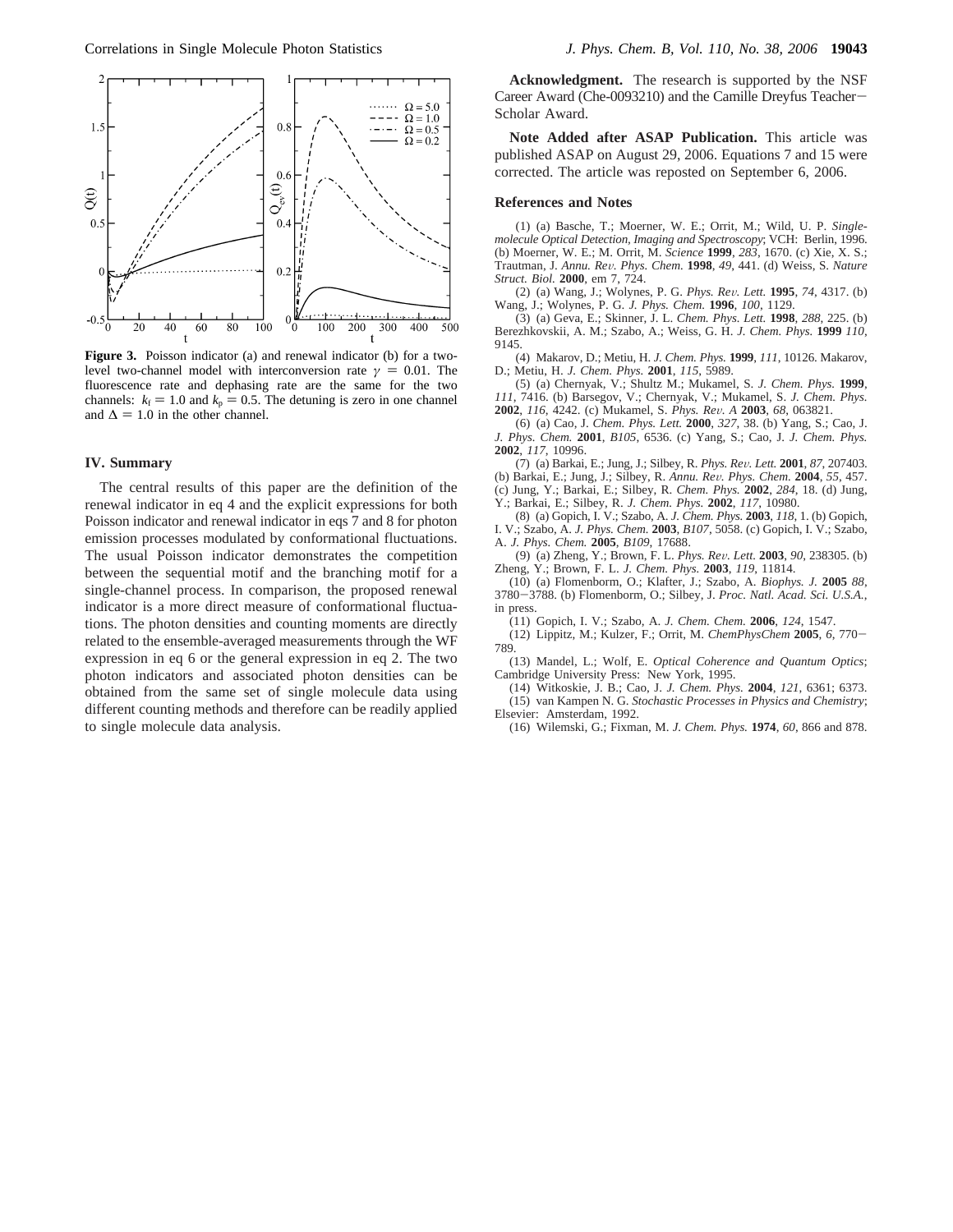(a)

Q(t)

2

1.5

1

0.5

0

-0.5

0 20 40 60 80 100

t

(b)

$Q_{cv}(t)$

1

0.8

0.6

0.4

0.2

0

0 100 200 300 400 500

t

Ω = 5.0
Ω = 1.0
Ω = 0.5
Ω = 0.2

**Figure 3.** Poisson indicator (a) and renewal indicator (b) for a two-level two-channel model with interconversion rate $\gamma = 0.01$. The fluorescence rate and dephasing rate are the same for the two channels: $k_f = 1.0$ and $k_p = 0.5$. The detuning is zero in one channel and $\Delta = 1.0$ in the other channel.

## IV. Summary

The central results of this paper are the definition of the renewal indicator in eq 4 and the explicit expressions for both Poisson indicator and renewal indicator in eqs 7 and 8 for photon emission processes modulated by conformational fluctuations. The usual Poisson indicator demonstrates the competition between the sequential motif and the branching motif for a single-channel process. In comparison, the proposed renewal indicator is a more direct measure of conformational fluctuations. The photon densities and counting moments are directly related to the ensemble-averaged measurements through the WF expression in eq 6 or the general expression in eq 2. The two photon indicators and associated photon densities can be obtained from the same set of single molecule data using different counting methods and therefore can be readily applied to single molecule data analysis.

**Acknowledgment.** The research is supported by the NSF Career Award (Che-0093210) and the Camille Dreyfus Teacher–Scholar Award.

**Note Added after ASAP Publication.** This article was published ASAP on August 29, 2006. Equations 7 and 15 were corrected. The article was reposted on September 6, 2006.

### References and Notes

(1) (a) Basche, T.; Moerner, W. E.; Orrit, M.; Wild, U. P. *Single-molecule Optical Detection, Imaging and Spectroscopy*; VCH: Berlin, 1996. (b) Moerner, W. E.; M. Orrit, M. *Science* **1999**, *283*, 1670. (c) Xie, X. S.; Trautman, J. *Annu. Rev. Phys. Chem.* **1998**, *49*, 441. (d) Weiss, S. *Nature Struct. Biol.* **2000**, em 7, 724.

(2) (a) Wang, J.; Wolynes, P. G. *Phys. Rev. Lett.* **1995**, *74*, 4317. (b) Wang, J.; Wolynes, P. G. *J. Phys. Chem.* **1996**, *100*, 1129.

(3) (a) Geva, E.; Skinner, J. L. *Chem. Phys. Lett.* **1998**, *288*, 225. (b) Berezhkovskii, A. M.; Szabo, A.; Weiss, G. H. *J. Chem. Phys.* **1999** *110*, 9145.

(4) Makarov, D.; Metiu, H. *J. Chem. Phys.* **1999**, *111*, 10126. Makarov, D.; Metiu, H. *J. Chem. Phys.* **2001**, *115*, 5989.

(5) (a) Chernyak, V.; Shultz M.; Mukamel, S. *J. Chem. Phys.* **1999**, *111*, 7416. (b) Barsegov, V.; Chernyak, V.; Mukamel, S. *J. Chem. Phys.* **2002**, *116*, 4242. (c) Mukamel, S. *Phys. Rev. A* **2003**, *68*, 063821.

(6) (a) Cao, J. *Chem. Phys. Lett.* **2000**, *327*, 38. (b) Yang, S.; Cao, J. *J. Phys. Chem.* **2001**, *B105*, 6536. (c) Yang, S.; Cao, J. *J. Chem. Phys.* **2002**, *117*, 10996.

(7) (a) Barkai, E.; Jung, J.; Silbey, R. *Phys. Rev. Lett.* **2001**, *87*, 207403. (b) Barkai, E.; Jung, J.; Silbey, R. *Annu. Rev. Phys. Chem.* **2004**, *55*, 457. (c) Jung, Y.; Barkai, E.; Silbey, R. *Chem. Phys.* **2002**, *284*, 18. (d) Jung, Y.; Barkai, E.; Silbey, R. *J. Chem. Phys.* **2002**, *117*, 10980.

(8) (a) Gopich, I. V.; Szabo, A. *J. Chem. Phys.* **2003**, *118*, 1. (b) Gopich, I. V.; Szabo, A. *J. Phys. Chem.* **2003**, *B107*, 5058. (c) Gopich, I. V.; Szabo, A. *J. Phys. Chem.* **2005**, *B109*, 17688.

(9) (a) Zheng, Y.; Brown, F. L. *Phys. Rev. Lett.* **2003**, *90*, 238305. (b) Zheng, Y.; Brown, F. L. *J. Chem. Phys.* **2003**, *119*, 11814.

(10) (a) Flomenborm, O.; Klafter, J.; Szabo, A. *Biophys. J.* **2005** *88*, 3780–3788. (b) Flomenborm, O.; Silbey, J. *Proc. Natl. Acad. Sci. U.S.A.*, in press.

(11) Gopich, I. V.; Szabo, A. *J. Chem. Chem.* **2006**, *124*, 1547.

(12) Lippitz, M.; Kulzer, F.; Orrit, M. *ChemPhysChem* **2005**, *6*, 770–789.

(13) Mandel, L.; Wolf, E. *Optical Coherence and Quantum Optics*; Cambridge University Press: New York, 1995.

(14) Witkoskie, J. B.; Cao, J. *J. Chem. Phys.* **2004**, *121*, 6361; 6373.

(15) van Kampen N. G. *Stochastic Processes in Physics and Chemistry*; Elsevier: Amsterdam, 1992.

(16) Wilemski, G.; Fixman, M. *J. Chem. Phys.* **1974**, *60*, 866 and 878.